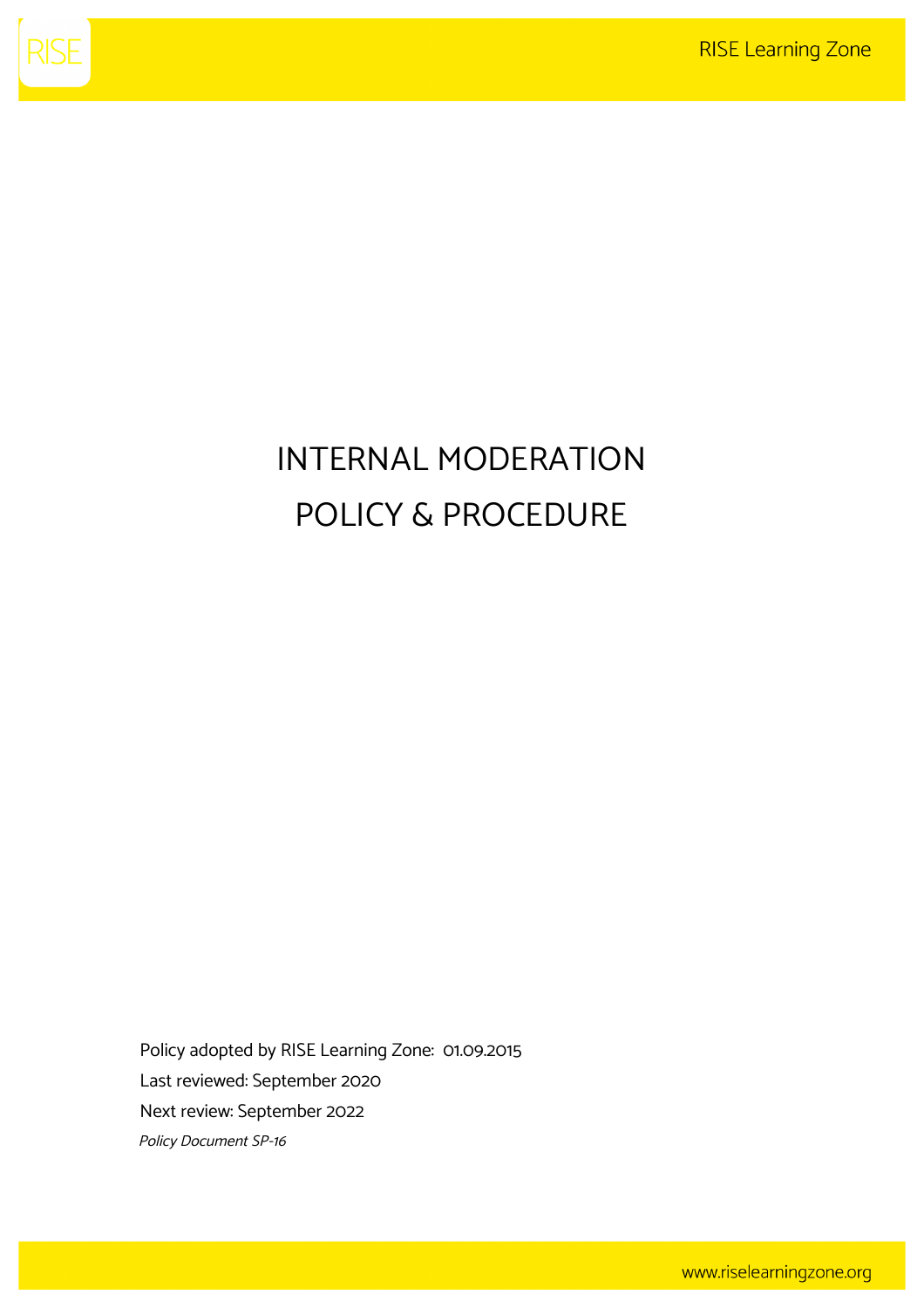# INTERNAL MODERATION POLICY & PROCEDURE

Policy adopted by RISE Learning Zone: 01.09.2015

Last reviewed: September 2020

Next review: September 2022

*Policy Document SP-16*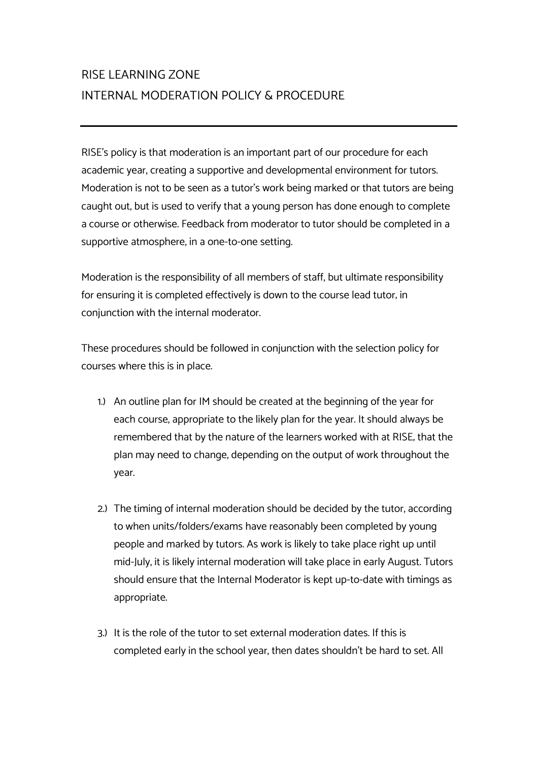# RISE LEARNING ZONE
# INTERNAL MODERATION POLICY & PROCEDURE

---

RISE's policy is that moderation is an important part of our procedure for each academic year, creating a supportive and developmental environment for tutors. Moderation is not to be seen as a tutor's work being marked or that tutors are being caught out, but is used to verify that a young person has done enough to complete a course or otherwise. Feedback from moderator to tutor should be completed in a supportive atmosphere, in a one-to-one setting.

Moderation is the responsibility of all members of staff, but ultimate responsibility for ensuring it is completed effectively is down to the course lead tutor, in conjunction with the internal moderator.

These procedures should be followed in conjunction with the selection policy for courses where this is in place.

1.) An outline plan for IM should be created at the beginning of the year for each course, appropriate to the likely plan for the year. It should always be remembered that by the nature of the learners worked with at RISE, that the plan may need to change, depending on the output of work throughout the year.

2.) The timing of internal moderation should be decided by the tutor, according to when units/folders/exams have reasonably been completed by young people and marked by tutors. As work is likely to take place right up until mid-July, it is likely internal moderation will take place in early August. Tutors should ensure that the Internal Moderator is kept up-to-date with timings as appropriate.

3.) It is the role of the tutor to set external moderation dates. If this is completed early in the school year, then dates shouldn't be hard to set. All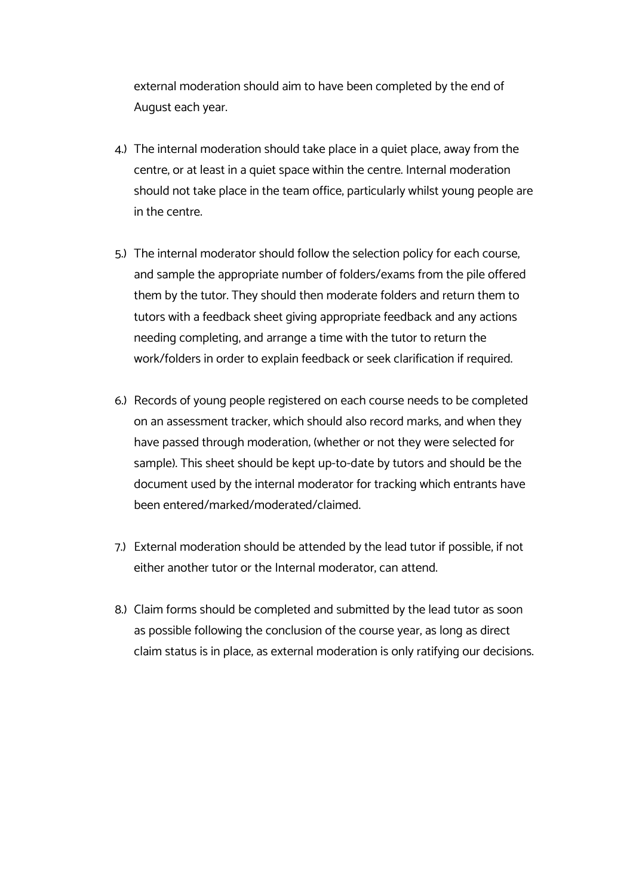external moderation should aim to have been completed by the end of August each year.

4.) The internal moderation should take place in a quiet place, away from the centre, or at least in a quiet space within the centre. Internal moderation should not take place in the team office, particularly whilst young people are in the centre.

5.) The internal moderator should follow the selection policy for each course, and sample the appropriate number of folders/exams from the pile offered them by the tutor. They should then moderate folders and return them to tutors with a feedback sheet giving appropriate feedback and any actions needing completing, and arrange a time with the tutor to return the work/folders in order to explain feedback or seek clarification if required.

6.) Records of young people registered on each course needs to be completed on an assessment tracker, which should also record marks, and when they have passed through moderation, (whether or not they were selected for sample). This sheet should be kept up-to-date by tutors and should be the document used by the internal moderator for tracking which entrants have been entered/marked/moderated/claimed.

7.) External moderation should be attended by the lead tutor if possible, if not either another tutor or the Internal moderator, can attend.

8.) Claim forms should be completed and submitted by the lead tutor as soon as possible following the conclusion of the course year, as long as direct claim status is in place, as external moderation is only ratifying our decisions.